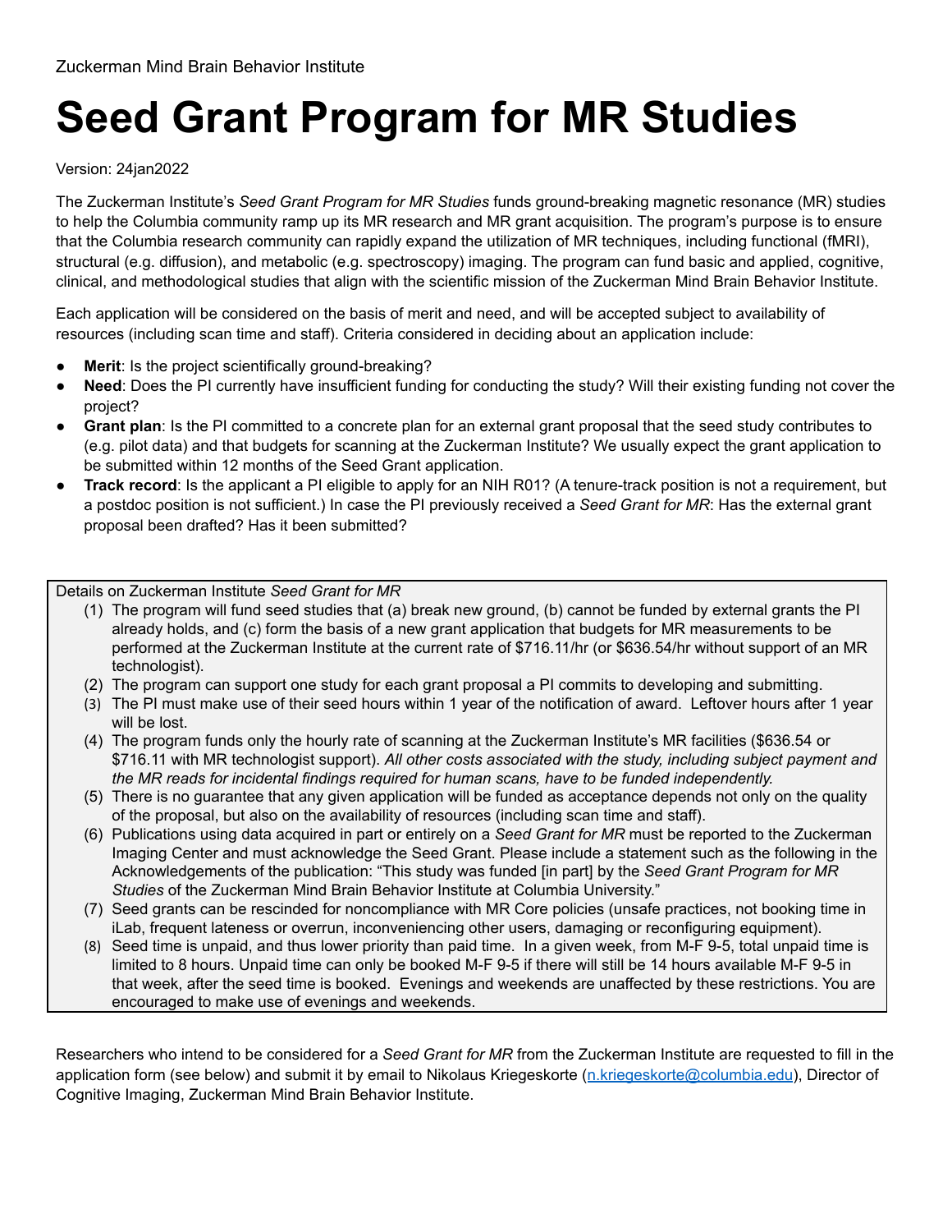Zuckerman Mind Brain Behavior Institute

# Seed Grant Program for MR Studies

Version: 24jan2022

The Zuckerman Institute's *Seed Grant Program for MR Studies* funds ground-breaking magnetic resonance (MR) studies to help the Columbia community ramp up its MR research and MR grant acquisition. The program's purpose is to ensure that the Columbia research community can rapidly expand the utilization of MR techniques, including functional (fMRI), structural (e.g. diffusion), and metabolic (e.g. spectroscopy) imaging. The program can fund basic and applied, cognitive, clinical, and methodological studies that align with the scientific mission of the Zuckerman Mind Brain Behavior Institute.

Each application will be considered on the basis of merit and need, and will be accepted subject to availability of resources (including scan time and staff). Criteria considered in deciding about an application include:

- **Merit**: Is the project scientifically ground-breaking?
- **Need**: Does the PI currently have insufficient funding for conducting the study? Will their existing funding not cover the project?
- **Grant plan**: Is the PI committed to a concrete plan for an external grant proposal that the seed study contributes to (e.g. pilot data) and that budgets for scanning at the Zuckerman Institute? We usually expect the grant application to be submitted within 12 months of the Seed Grant application.
- **Track record**: Is the applicant a PI eligible to apply for an NIH R01? (A tenure-track position is not a requirement, but a postdoc position is not sufficient.) In case the PI previously received a *Seed Grant for MR*: Has the external grant proposal been drafted? Has it been submitted?

Details on Zuckerman Institute *Seed Grant for MR*

1. The program will fund seed studies that (a) break new ground, (b) cannot be funded by external grants the PI already holds, and (c) form the basis of a new grant application that budgets for MR measurements to be performed at the Zuckerman Institute at the current rate of $716.11/hr (or $636.54/hr without support of an MR technologist).
2. The program can support one study for each grant proposal a PI commits to developing and submitting.
3. The PI must make use of their seed hours within 1 year of the notification of award. Leftover hours after 1 year will be lost.
4. The program funds only the hourly rate of scanning at the Zuckerman Institute's MR facilities ($636.54 or $716.11 with MR technologist support). *All other costs associated with the study, including subject payment and the MR reads for incidental findings required for human scans, have to be funded independently.*
5. There is no guarantee that any given application will be funded as acceptance depends not only on the quality of the proposal, but also on the availability of resources (including scan time and staff).
6. Publications using data acquired in part or entirely on a *Seed Grant for MR* must be reported to the Zuckerman Imaging Center and must acknowledge the Seed Grant. Please include a statement such as the following in the Acknowledgements of the publication: "This study was funded [in part] by the *Seed Grant Program for MR Studies* of the Zuckerman Mind Brain Behavior Institute at Columbia University."
7. Seed grants can be rescinded for noncompliance with MR Core policies (unsafe practices, not booking time in iLab, frequent lateness or overrun, inconveniencing other users, damaging or reconfiguring equipment).
8. Seed time is unpaid, and thus lower priority than paid time. In a given week, from M-F 9-5, total unpaid time is limited to 8 hours. Unpaid time can only be booked M-F 9-5 if there will still be 14 hours available M-F 9-5 in that week, after the seed time is booked. Evenings and weekends are unaffected by these restrictions. You are encouraged to make use of evenings and weekends.

Researchers who intend to be considered for a *Seed Grant for MR* from the Zuckerman Institute are requested to fill in the application form (see below) and submit it by email to Nikolaus Kriegeskorte (n.kriegeskorte@columbia.edu), Director of Cognitive Imaging, Zuckerman Mind Brain Behavior Institute.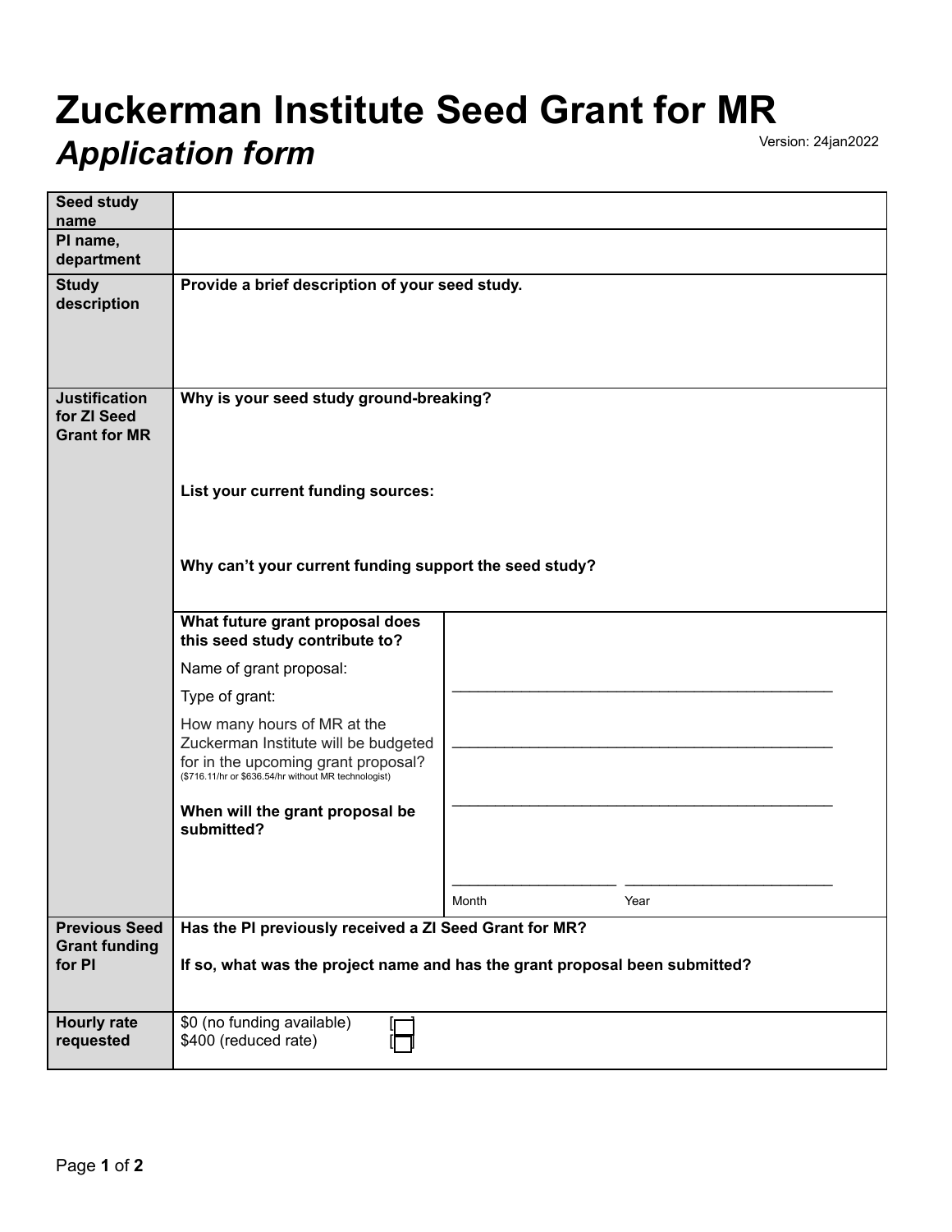# Zuckerman Institute Seed Grant for MR

## *Application form*

Version: 24jan2022

| | | |
|---|---|---|
| **Seed study name** | | |
| **PI name, department** | | |
| **Study description** | **Provide a brief description of your seed study.** | |
| **Justification for ZI Seed Grant for MR** | **Why is your seed study ground-breaking?**<br><br>**List your current funding sources:**<br><br>**Why can't your current funding support the seed study?** | |
| | **What future grant proposal does this seed study contribute to?**<br>Name of grant proposal:<br>Type of grant:<br>How many hours of MR at the Zuckerman Institute will be budgeted for in the upcoming grant proposal?<br>($716.11/hr or $636.54/hr without MR technologist)<br><br>**When will the grant proposal be submitted?** | ______________________________<br>______________________________<br>______________________________<br><br>____________ ______________<br>Month Year |
| **Previous Seed Grant funding for PI** | **Has the PI previously received a ZI Seed Grant for MR?**<br><br>**If so, what was the project name and has the grant proposal been submitted?** | |
| **Hourly rate requested** | $0 (no funding available) ☐<br>$400 (reduced rate) ☐ | |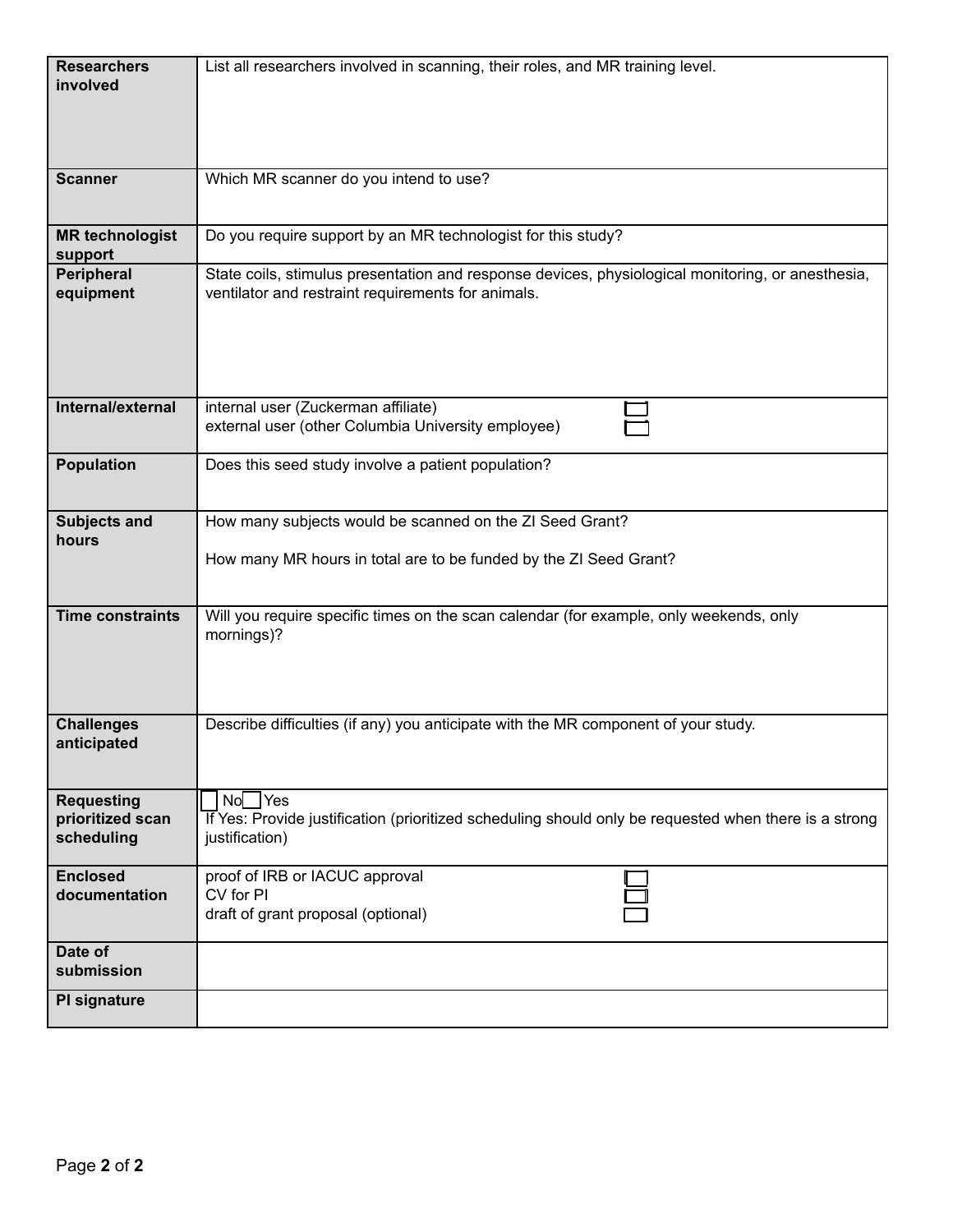| | |
|---|---|
| **Researchers involved** | List all researchers involved in scanning, their roles, and MR training level. |
| **Scanner** | Which MR scanner do you intend to use? |
| **MR technologist support** | Do you require support by an MR technologist for this study? |
| **Peripheral equipment** | State coils, stimulus presentation and response devices, physiological monitoring, or anesthesia, ventilator and restraint requirements for animals. |
| **Internal/external** | internal user (Zuckerman affiliate) ☐<br>external user (other Columbia University employee) ☐ |
| **Population** | Does this seed study involve a patient population? |
| **Subjects and hours** | How many subjects would be scanned on the ZI Seed Grant?<br><br>How many MR hours in total are to be funded by the ZI Seed Grant? |
| **Time constraints** | Will you require specific times on the scan calendar (for example, only weekends, only mornings)? |
| **Challenges anticipated** | Describe difficulties (if any) you anticipate with the MR component of your study. |
| **Requesting prioritized scan scheduling** | ☐ No ☐ Yes<br>If Yes: Provide justification (prioritized scheduling should only be requested when there is a strong justification) |
| **Enclosed documentation** | proof of IRB or IACUC approval ☐<br>CV for PI ☐<br>draft of grant proposal (optional) ☐ |
| **Date of submission** | |
| **PI signature** | |